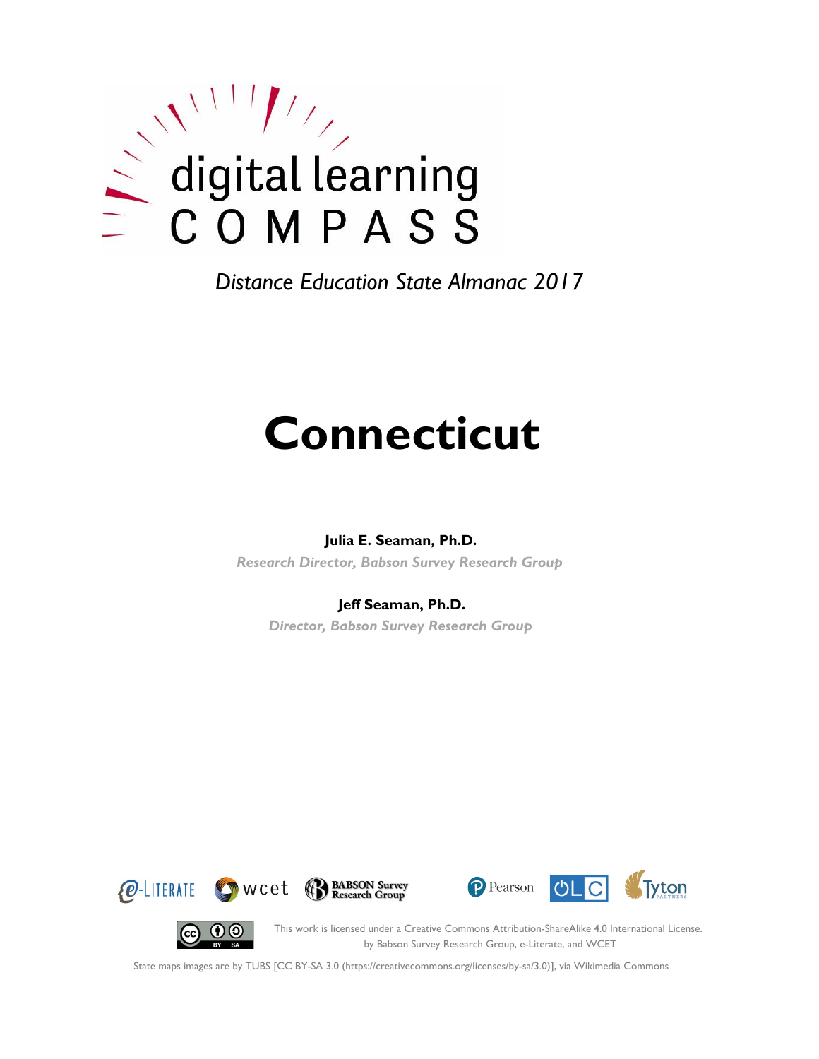digital learning COMPASS

*Distance Education State Almanac 2017*

# Connecticut

**Julia E. Seaman, Ph.D.**

*Research Director, Babson Survey Research Group*

**Jeff Seaman, Ph.D.**

*Director, Babson Survey Research Group*

This work is licensed under a Creative Commons Attribution-ShareAlike 4.0 International License. by Babson Survey Research Group, e-Literate, and WCET

State maps images are by TUBS [CC BY-SA 3.0 (https://creativecommons.org/licenses/by-sa/3.0)], via Wikimedia Commons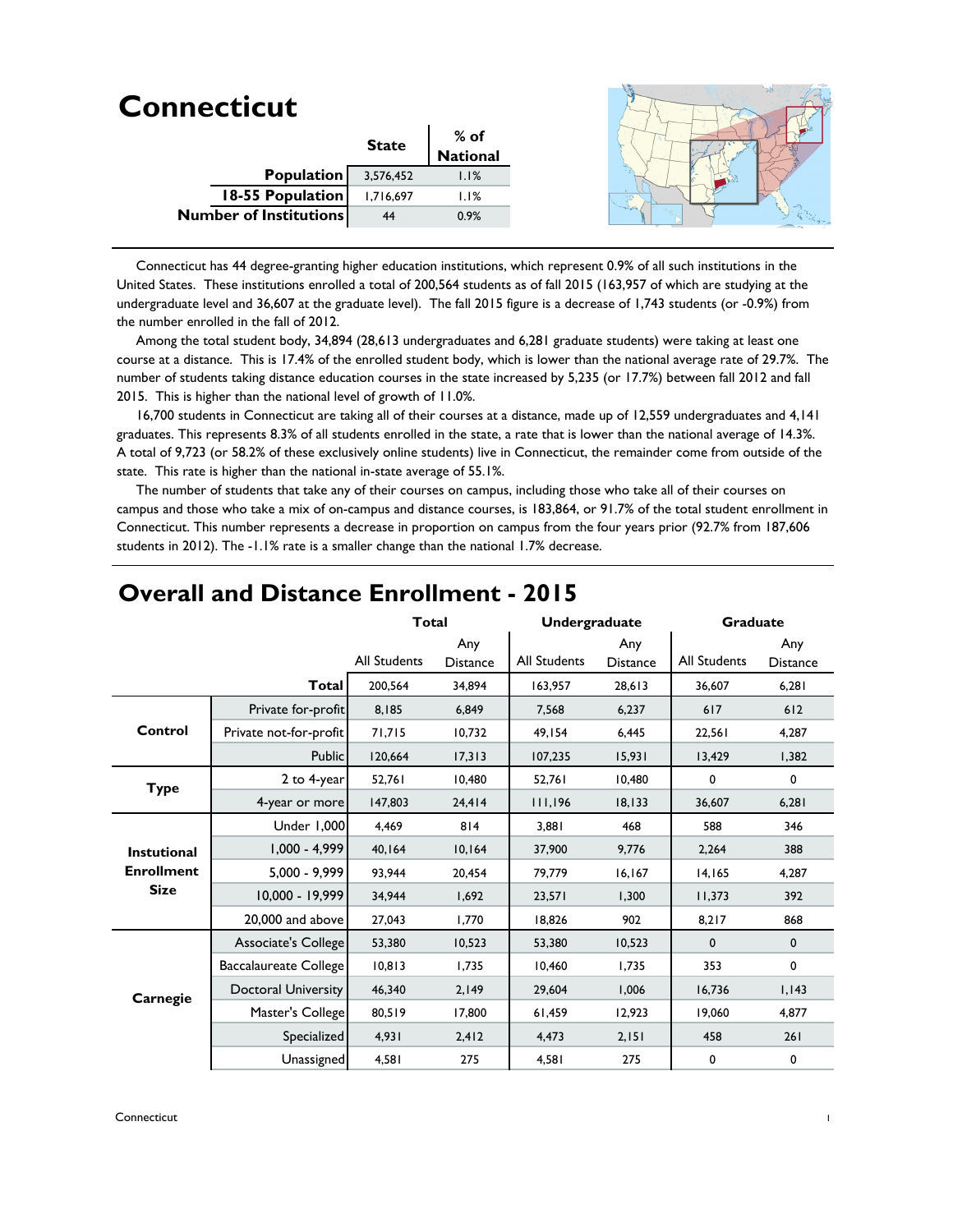# Connecticut

| | State | % of National |
|---|---|---|
| **Population** | 3,576,452 | 1.1% |
| **18-55 Population** | 1,716,697 | 1.1% |
| **Number of Institutions** | 44 | 0.9% |

Connecticut has 44 degree-granting higher education institutions, which represent 0.9% of all such institutions in the United States. These institutions enrolled a total of 200,564 students as of fall 2015 (163,957 of which are studying at the undergraduate level and 36,607 at the graduate level). The fall 2015 figure is a decrease of 1,743 students (or -0.9%) from the number enrolled in the fall of 2012.

Among the total student body, 34,894 (28,613 undergraduates and 6,281 graduate students) were taking at least one course at a distance. This is 17.4% of the enrolled student body, which is lower than the national average rate of 29.7%. The number of students taking distance education courses in the state increased by 5,235 (or 17.7%) between fall 2012 and fall 2015. This is higher than the national level of growth of 11.0%.

16,700 students in Connecticut are taking all of their courses at a distance, made up of 12,559 undergraduates and 4,141 graduates. This represents 8.3% of all students enrolled in the state, a rate that is lower than the national average of 14.3%. A total of 9,723 (or 58.2% of these exclusively online students) live in Connecticut, the remainder come from outside of the state. This rate is higher than the national in-state average of 55.1%.

The number of students that take any of their courses on campus, including those who take all of their courses on campus and those who take a mix of on-campus and distance courses, is 183,864, or 91.7% of the total student enrollment in Connecticut. This number represents a decrease in proportion on campus from the four years prior (92.7% from 187,606 students in 2012). The -1.1% rate is a smaller change than the national 1.7% decrease.

## Overall and Distance Enrollment - 2015

| | | Total | | Undergraduate | | Graduate | |
|---|---|---|---|---|---|---|---|
| | | All Students | Any Distance | All Students | Any Distance | All Students | Any Distance |
| | **Total** | 200,564 | 34,894 | 163,957 | 28,613 | 36,607 | 6,281 |
| **Control** | Private for-profit | 8,185 | 6,849 | 7,568 | 6,237 | 617 | 612 |
| | Private not-for-profit | 71,715 | 10,732 | 49,154 | 6,445 | 22,561 | 4,287 |
| | Public | 120,664 | 17,313 | 107,235 | 15,931 | 13,429 | 1,382 |
| **Type** | 2 to 4-year | 52,761 | 10,480 | 52,761 | 10,480 | 0 | 0 |
| | 4-year or more | 147,803 | 24,414 | 111,196 | 18,133 | 36,607 | 6,281 |
| **Instutional Enrollment Size** | Under 1,000 | 4,469 | 814 | 3,881 | 468 | 588 | 346 |
| | 1,000 - 4,999 | 40,164 | 10,164 | 37,900 | 9,776 | 2,264 | 388 |
| | 5,000 - 9,999 | 93,944 | 20,454 | 79,779 | 16,167 | 14,165 | 4,287 |
| | 10,000 - 19,999 | 34,944 | 1,692 | 23,571 | 1,300 | 11,373 | 392 |
| | 20,000 and above | 27,043 | 1,770 | 18,826 | 902 | 8,217 | 868 |
| **Carnegie** | Associate's College | 53,380 | 10,523 | 53,380 | 10,523 | 0 | 0 |
| | Baccalaureate College | 10,813 | 1,735 | 10,460 | 1,735 | 353 | 0 |
| | Doctoral University | 46,340 | 2,149 | 29,604 | 1,006 | 16,736 | 1,143 |
| | Master's College | 80,519 | 17,800 | 61,459 | 12,923 | 19,060 | 4,877 |
| | Specialized | 4,931 | 2,412 | 4,473 | 2,151 | 458 | 261 |
| | Unassigned | 4,581 | 275 | 4,581 | 275 | 0 | 0 |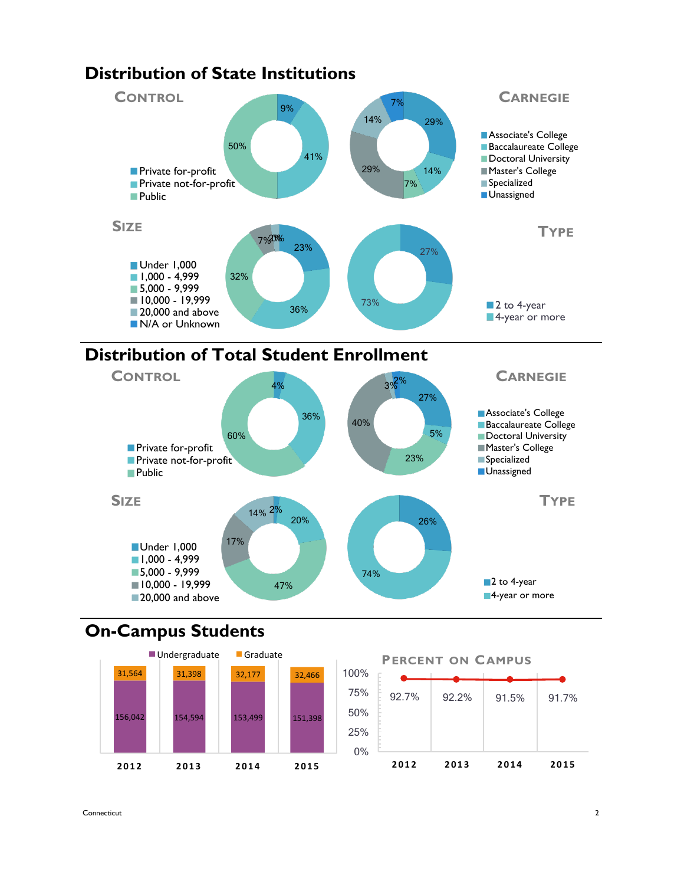## Distribution of State Institutions

### Control

| Category | Percent |
|---|---|
| Private for-profit | 9% |
| Private not-for-profit | 41% |
| Public | 50% |

### Carnegie

| Category | Percent |
|---|---|
| Associate's College | 29% |
| Baccalaureate College | 14% |
| Doctoral University | 7% |
| Master's College | 29% |
| Specialized | 14% |
| Unassigned | 7% |

### Size

| Category | Percent |
|---|---|
| Under 1,000 | 23% |
| 1,000 - 4,999 | 36% |
| 5,000 - 9,999 | 32% |
| 10,000 - 19,999 | 7% |
| 20,000 and above | 2% |
| N/A or Unknown | 0% |

### Type

| Category | Percent |
|---|---|
| 2 to 4-year | 27% |
| 4-year or more | 73% |

## Distribution of Total Student Enrollment

### Control

| Category | Percent |
|---|---|
| Private for-profit | 4% |
| Private not-for-profit | 36% |
| Public | 60% |

### Carnegie

| Category | Percent |
|---|---|
| Associate's College | 27% |
| Baccalaureate College | 5% |
| Doctoral University | 23% |
| Master's College | 40% |
| Specialized | 3% |
| Unassigned | 2% |

### Size

| Category | Percent |
|---|---|
| Under 1,000 | 2% |
| 1,000 - 4,999 | 20% |
| 5,000 - 9,999 | 47% |
| 10,000 - 19,999 | 17% |
| 20,000 and above | 14% |

### Type

| Category | Percent |
|---|---|
| 2 to 4-year | 26% |
| 4-year or more | 74% |

## On-Campus Students

| Year | Undergraduate | Graduate |
|---|---|---|
| 2012 | 156,042 | 31,564 |
| 2013 | 154,594 | 31,398 |
| 2014 | 153,499 | 32,177 |
| 2015 | 151,398 | 32,466 |

### Percent on Campus

| Year | Percent |
|---|---|
| 2012 | 92.7% |
| 2013 | 92.2% |
| 2014 | 91.5% |
| 2015 | 91.7% |

Connecticut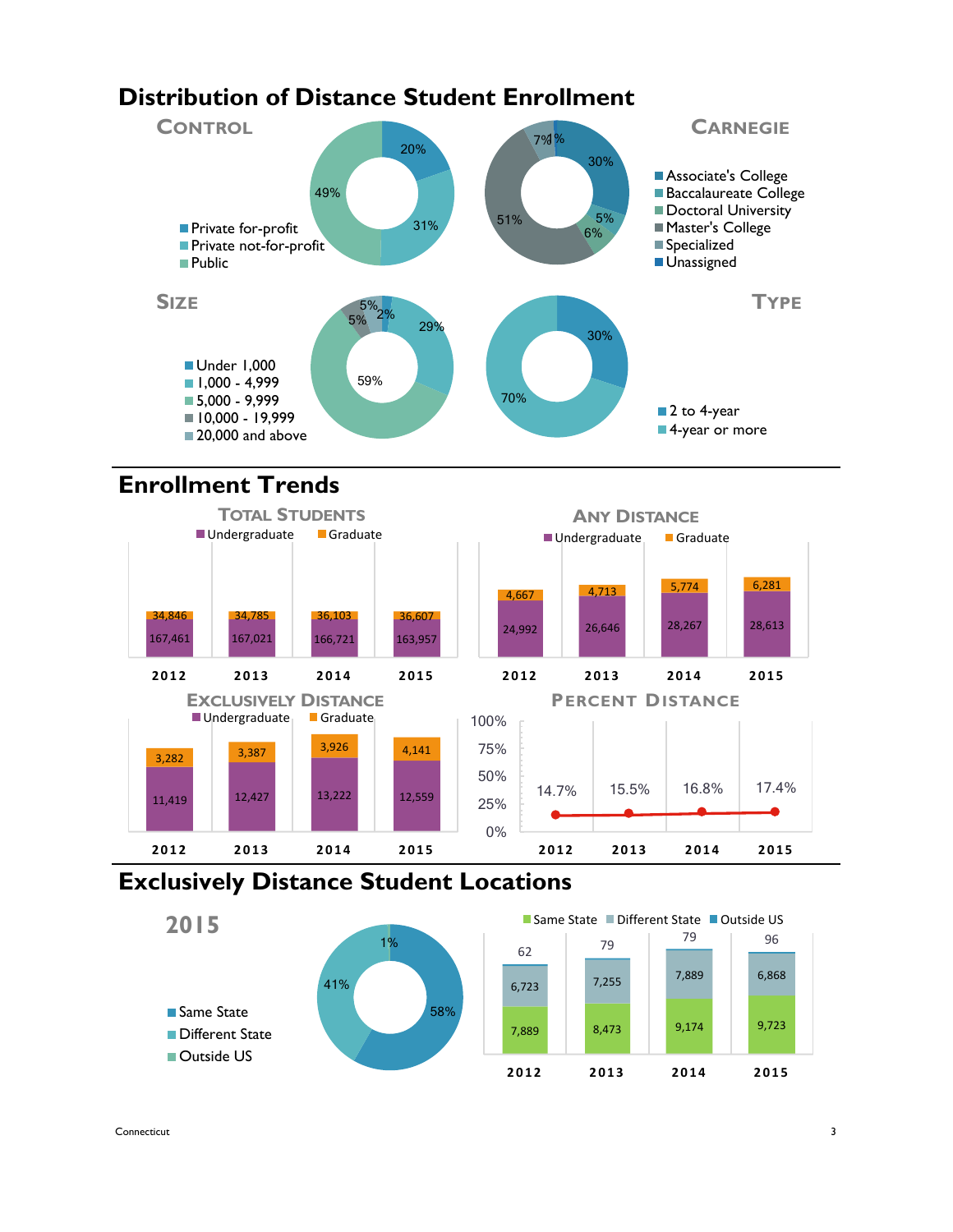# Distribution of Distance Student Enrollment

## Control

- Private for-profit: 20%
- Private not-for-profit: 31%
- Public: 49%

## Carnegie

- Associate's College: 30%
- Baccalaureate College: 5%
- Doctoral University: 6%
- Master's College: 51%
- Specialized: 7%
- Unassigned: 1%

## Size

- Under 1,000: 2%
- 1,000 - 4,999: 29%
- 5,000 - 9,999: 59%
- 10,000 - 19,999: 5%
- 20,000 and above: 5%

## Type

- 2 to 4-year: 30%
- 4-year or more: 70%

# Enrollment Trends

## Total Students

| | 2012 | 2013 | 2014 | 2015 |
|---|---|---|---|---|
| Undergraduate | 167,461 | 167,021 | 166,721 | 163,957 |
| Graduate | 34,846 | 34,785 | 36,103 | 36,607 |

## Any Distance

| | 2012 | 2013 | 2014 | 2015 |
|---|---|---|---|---|
| Undergraduate | 24,992 | 26,646 | 28,267 | 28,613 |
| Graduate | 4,667 | 4,713 | 5,774 | 6,281 |

## Exclusively Distance

| | 2012 | 2013 | 2014 | 2015 |
|---|---|---|---|---|
| Undergraduate | 11,419 | 12,427 | 13,222 | 12,559 |
| Graduate | 3,282 | 3,387 | 3,926 | 4,141 |

## Percent Distance

| 2012 | 2013 | 2014 | 2015 |
|---|---|---|---|
| 14.7% | 15.5% | 16.8% | 17.4% |

# Exclusively Distance Student Locations

## 2015

- Same State: 58%
- Different State: 41%
- Outside US: 1%

| | 2012 | 2013 | 2014 | 2015 |
|---|---|---|---|---|
| Same State | 7,889 | 8,473 | 9,174 | 9,723 |
| Different State | 6,723 | 7,255 | 7,889 | 6,868 |
| Outside US | 62 | 79 | 79 | 96 |

Connecticut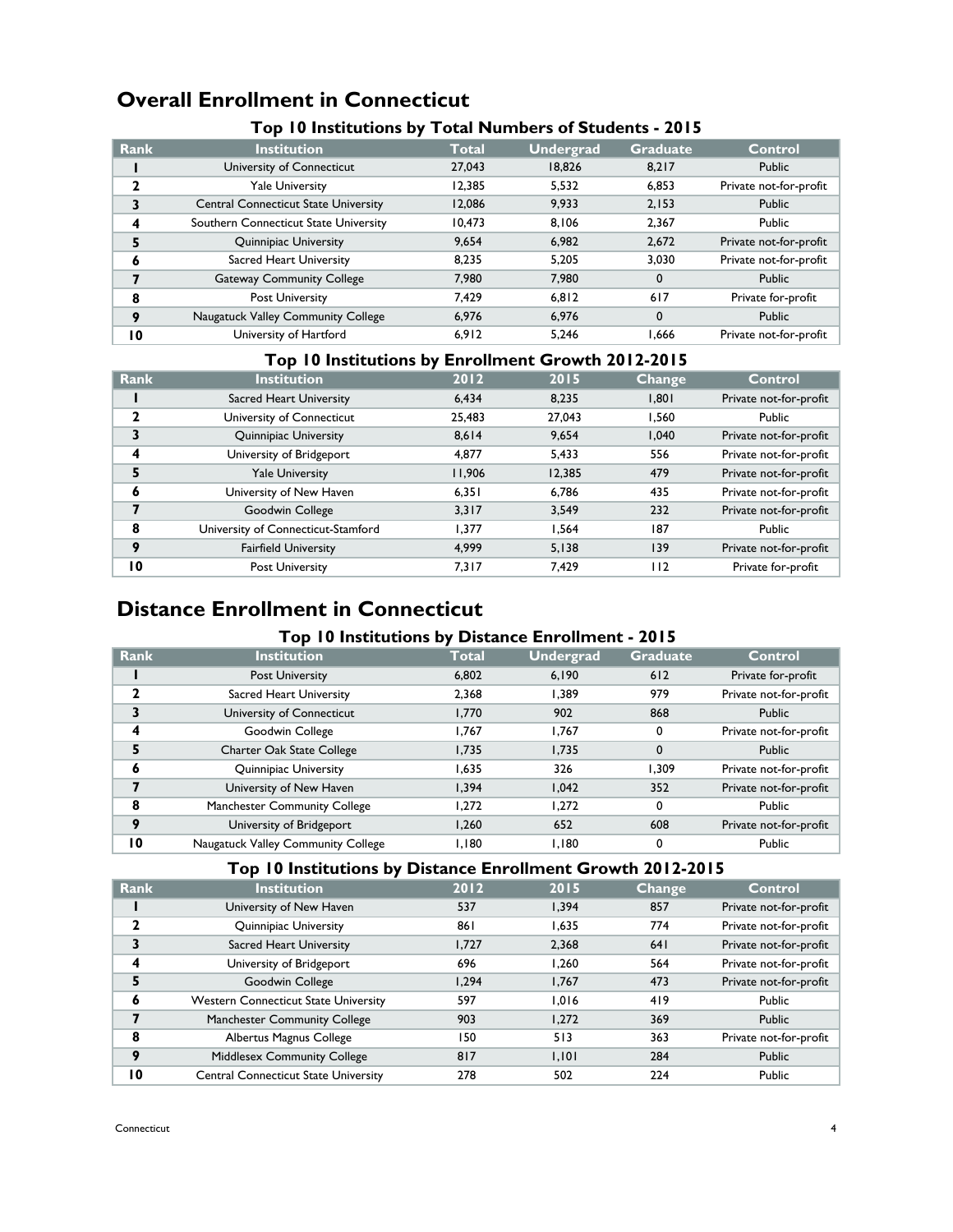# Overall Enrollment in Connecticut

### Top 10 Institutions by Total Numbers of Students - 2015

| Rank | Institution | Total | Undergrad | Graduate | Control |
|---|---|---|---|---|---|
| 1 | University of Connecticut | 27,043 | 18,826 | 8,217 | Public |
| 2 | Yale University | 12,385 | 5,532 | 6,853 | Private not-for-profit |
| 3 | Central Connecticut State University | 12,086 | 9,933 | 2,153 | Public |
| 4 | Southern Connecticut State University | 10,473 | 8,106 | 2,367 | Public |
| 5 | Quinnipiac University | 9,654 | 6,982 | 2,672 | Private not-for-profit |
| 6 | Sacred Heart University | 8,235 | 5,205 | 3,030 | Private not-for-profit |
| 7 | Gateway Community College | 7,980 | 7,980 | 0 | Public |
| 8 | Post University | 7,429 | 6,812 | 617 | Private for-profit |
| 9 | Naugatuck Valley Community College | 6,976 | 6,976 | 0 | Public |
| 10 | University of Hartford | 6,912 | 5,246 | 1,666 | Private not-for-profit |

### Top 10 Institutions by Enrollment Growth 2012-2015

| Rank | Institution | 2012 | 2015 | Change | Control |
|---|---|---|---|---|---|
| 1 | Sacred Heart University | 6,434 | 8,235 | 1,801 | Private not-for-profit |
| 2 | University of Connecticut | 25,483 | 27,043 | 1,560 | Public |
| 3 | Quinnipiac University | 8,614 | 9,654 | 1,040 | Private not-for-profit |
| 4 | University of Bridgeport | 4,877 | 5,433 | 556 | Private not-for-profit |
| 5 | Yale University | 11,906 | 12,385 | 479 | Private not-for-profit |
| 6 | University of New Haven | 6,351 | 6,786 | 435 | Private not-for-profit |
| 7 | Goodwin College | 3,317 | 3,549 | 232 | Private not-for-profit |
| 8 | University of Connecticut-Stamford | 1,377 | 1,564 | 187 | Public |
| 9 | Fairfield University | 4,999 | 5,138 | 139 | Private not-for-profit |
| 10 | Post University | 7,317 | 7,429 | 112 | Private for-profit |

# Distance Enrollment in Connecticut

### Top 10 Institutions by Distance Enrollment - 2015

| Rank | Institution | Total | Undergrad | Graduate | Control |
|---|---|---|---|---|---|
| 1 | Post University | 6,802 | 6,190 | 612 | Private for-profit |
| 2 | Sacred Heart University | 2,368 | 1,389 | 979 | Private not-for-profit |
| 3 | University of Connecticut | 1,770 | 902 | 868 | Public |
| 4 | Goodwin College | 1,767 | 1,767 | 0 | Private not-for-profit |
| 5 | Charter Oak State College | 1,735 | 1,735 | 0 | Public |
| 6 | Quinnipiac University | 1,635 | 326 | 1,309 | Private not-for-profit |
| 7 | University of New Haven | 1,394 | 1,042 | 352 | Private not-for-profit |
| 8 | Manchester Community College | 1,272 | 1,272 | 0 | Public |
| 9 | University of Bridgeport | 1,260 | 652 | 608 | Private not-for-profit |
| 10 | Naugatuck Valley Community College | 1,180 | 1,180 | 0 | Public |

### Top 10 Institutions by Distance Enrollment Growth 2012-2015

| Rank | Institution | 2012 | 2015 | Change | Control |
|---|---|---|---|---|---|
| 1 | University of New Haven | 537 | 1,394 | 857 | Private not-for-profit |
| 2 | Quinnipiac University | 861 | 1,635 | 774 | Private not-for-profit |
| 3 | Sacred Heart University | 1,727 | 2,368 | 641 | Private not-for-profit |
| 4 | University of Bridgeport | 696 | 1,260 | 564 | Private not-for-profit |
| 5 | Goodwin College | 1,294 | 1,767 | 473 | Private not-for-profit |
| 6 | Western Connecticut State University | 597 | 1,016 | 419 | Public |
| 7 | Manchester Community College | 903 | 1,272 | 369 | Public |
| 8 | Albertus Magnus College | 150 | 513 | 363 | Private not-for-profit |
| 9 | Middlesex Community College | 817 | 1,101 | 284 | Public |
| 10 | Central Connecticut State University | 278 | 502 | 224 | Public |